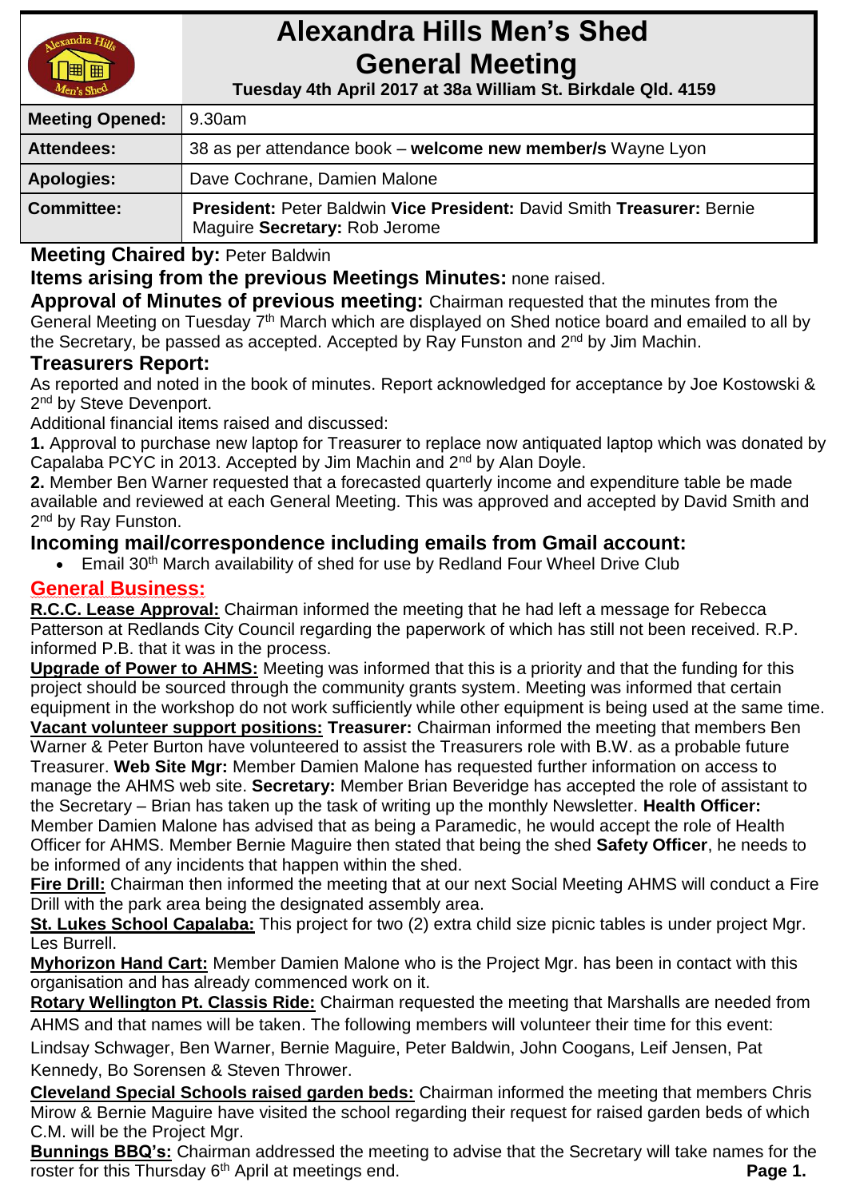# Alexandra Hills Men's Shed General Meeting

**Tuesday 4th April 2017 at 38a William St. Birkdale Qld. 4159**

| | |
|---|---|
| **Meeting Opened:** | 9.30am |
| **Attendees:** | 38 as per attendance book – **welcome new member/s** Wayne Lyon |
| **Apologies:** | Dave Cochrane, Damien Malone |
| **Committee:** | **President:** Peter Baldwin **Vice President:** David Smith **Treasurer:** Bernie Maguire **Secretary:** Rob Jerome |

**Meeting Chaired by:** Peter Baldwin

**Items arising from the previous Meetings Minutes:** none raised.

**Approval of Minutes of previous meeting:** Chairman requested that the minutes from the General Meeting on Tuesday 7th March which are displayed on Shed notice board and emailed to all by the Secretary, be passed as accepted. Accepted by Ray Funston and 2nd by Jim Machin.

## Treasurers Report:

As reported and noted in the book of minutes. Report acknowledged for acceptance by Joe Kostowski & 2nd by Steve Devenport.

Additional financial items raised and discussed:

**1.** Approval to purchase new laptop for Treasurer to replace now antiquated laptop which was donated by Capalaba PCYC in 2013. Accepted by Jim Machin and 2nd by Alan Doyle.

**2.** Member Ben Warner requested that a forecasted quarterly income and expenditure table be made available and reviewed at each General Meeting. This was approved and accepted by David Smith and 2nd by Ray Funston.

## Incoming mail/correspondence including emails from Gmail account:

- Email 30th March availability of shed for use by Redland Four Wheel Drive Club

## General Business:

**R.C.C. Lease Approval:** Chairman informed the meeting that he had left a message for Rebecca Patterson at Redlands City Council regarding the paperwork of which has still not been received. R.P. informed P.B. that it was in the process.

**Upgrade of Power to AHMS:** Meeting was informed that this is a priority and that the funding for this project should be sourced through the community grants system. Meeting was informed that certain equipment in the workshop do not work sufficiently while other equipment is being used at the same time.

**Vacant volunteer support positions:** **Treasurer:** Chairman informed the meeting that members Ben Warner & Peter Burton have volunteered to assist the Treasurers role with B.W. as a probable future Treasurer. **Web Site Mgr:** Member Damien Malone has requested further information on access to manage the AHMS web site. **Secretary:** Member Brian Beveridge has accepted the role of assistant to the Secretary – Brian has taken up the task of writing up the monthly Newsletter. **Health Officer:** Member Damien Malone has advised that as being a Paramedic, he would accept the role of Health Officer for AHMS. Member Bernie Maguire then stated that being the shed **Safety Officer**, he needs to be informed of any incidents that happen within the shed.

**Fire Drill:** Chairman then informed the meeting that at our next Social Meeting AHMS will conduct a Fire Drill with the park area being the designated assembly area.

**St. Lukes School Capalaba:** This project for two (2) extra child size picnic tables is under project Mgr. Les Burrell.

**Myhorizon Hand Cart:** Member Damien Malone who is the Project Mgr. has been in contact with this organisation and has already commenced work on it.

**Rotary Wellington Pt. Classis Ride:** Chairman requested the meeting that Marshalls are needed from AHMS and that names will be taken. The following members will volunteer their time for this event: Lindsay Schwager, Ben Warner, Bernie Maguire, Peter Baldwin, John Coogans, Leif Jensen, Pat Kennedy, Bo Sorensen & Steven Thrower.

**Cleveland Special Schools raised garden beds:** Chairman informed the meeting that members Chris Mirow & Bernie Maguire have visited the school regarding their request for raised garden beds of which C.M. will be the Project Mgr.

**Bunnings BBQ's:** Chairman addressed the meeting to advise that the Secretary will take names for the roster for this Thursday 6th April at meetings end.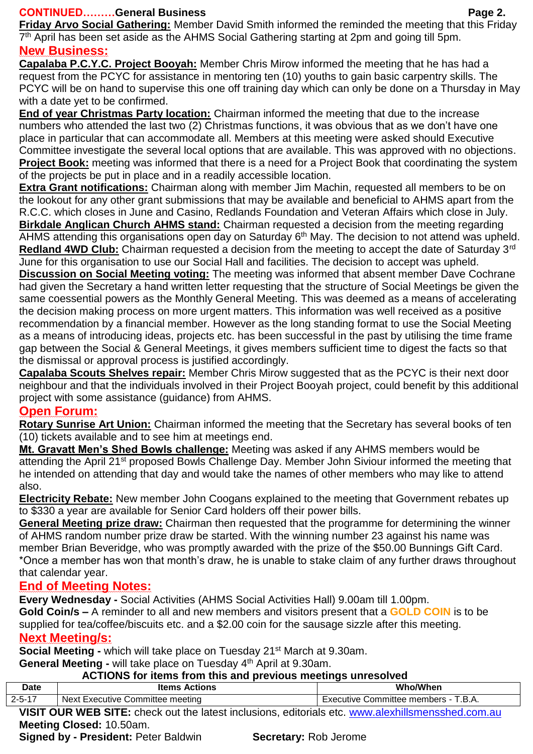**CONTINUED………General Business**

**Friday Arvo Social Gathering:** Member David Smith informed the reminded the meeting that this Friday 7th April has been set aside as the AHMS Social Gathering starting at 2pm and going till 5pm.

## New Business:

**Capalaba P.C.Y.C. Project Booyah:** Member Chris Mirow informed the meeting that he has had a request from the PCYC for assistance in mentoring ten (10) youths to gain basic carpentry skills. The PCYC will be on hand to supervise this one off training day which can only be done on a Thursday in May with a date yet to be confirmed.

**End of year Christmas Party location:** Chairman informed the meeting that due to the increase numbers who attended the last two (2) Christmas functions, it was obvious that as we don't have one place in particular that can accommodate all. Members at this meeting were asked should Executive Committee investigate the several local options that are available. This was approved with no objections.

**Project Book:** meeting was informed that there is a need for a Project Book that coordinating the system of the projects be put in place and in a readily accessible location.

**Extra Grant notifications:** Chairman along with member Jim Machin, requested all members to be on the lookout for any other grant submissions that may be available and beneficial to AHMS apart from the R.C.C. which closes in June and Casino, Redlands Foundation and Veteran Affairs which close in July.

**Birkdale Anglican Church AHMS stand:** Chairman requested a decision from the meeting regarding AHMS attending this organisations open day on Saturday 6th May. The decision to not attend was upheld.

**Redland 4WD Club:** Chairman requested a decision from the meeting to accept the date of Saturday 3rd June for this organisation to use our Social Hall and facilities. The decision to accept was upheld.

**Discussion on Social Meeting voting:** The meeting was informed that absent member Dave Cochrane had given the Secretary a hand written letter requesting that the structure of Social Meetings be given the same coessential powers as the Monthly General Meeting. This was deemed as a means of accelerating the decision making process on more urgent matters. This information was well received as a positive recommendation by a financial member. However as the long standing format to use the Social Meeting as a means of introducing ideas, projects etc. has been successful in the past by utilising the time frame gap between the Social & General Meetings, it gives members sufficient time to digest the facts so that the dismissal or approval process is justified accordingly.

**Capalaba Scouts Shelves repair:** Member Chris Mirow suggested that as the PCYC is their next door neighbour and that the individuals involved in their Project Booyah project, could benefit by this additional project with some assistance (guidance) from AHMS.

## Open Forum:

**Rotary Sunrise Art Union:** Chairman informed the meeting that the Secretary has several books of ten (10) tickets available and to see him at meetings end.

**Mt. Gravatt Men's Shed Bowls challenge:** Meeting was asked if any AHMS members would be attending the April 21st proposed Bowls Challenge Day. Member John Siviour informed the meeting that he intended on attending that day and would take the names of other members who may like to attend also.

**Electricity Rebate:** New member John Coogans explained to the meeting that Government rebates up to $330 a year are available for Senior Card holders off their power bills.

**General Meeting prize draw:** Chairman then requested that the programme for determining the winner of AHMS random number prize draw be started. With the winning number 23 against his name was member Brian Beveridge, who was promptly awarded with the prize of the $50.00 Bunnings Gift Card. *Once a member has won that month's draw, he is unable to stake claim of any further draws throughout that calendar year.

## End of Meeting Notes:

**Every Wednesday -** Social Activities (AHMS Social Activities Hall) 9.00am till 1.00pm.

**Gold Coin/s –** A reminder to all and new members and visitors present that a **GOLD COIN** is to be supplied for tea/coffee/biscuits etc. and a $2.00 coin for the sausage sizzle after this meeting.

## Next Meeting/s:

**Social Meeting -** which will take place on Tuesday 21st March at 9.30am.

**General Meeting -** will take place on Tuesday 4th April at 9.30am.

**ACTIONS for items from this and previous meetings unresolved**

| Date | Items Actions | Who/When |
|---|---|---|
| 2-5-17 | Next Executive Committee meeting | Executive Committee members - T.B.A. |

**VISIT OUR WEB SITE:** check out the latest inclusions, editorials etc. www.alexhillsmensshed.com.au

**Meeting Closed:** 10.50am.

**Signed by - President:** Peter Baldwin **Secretary:** Rob Jerome